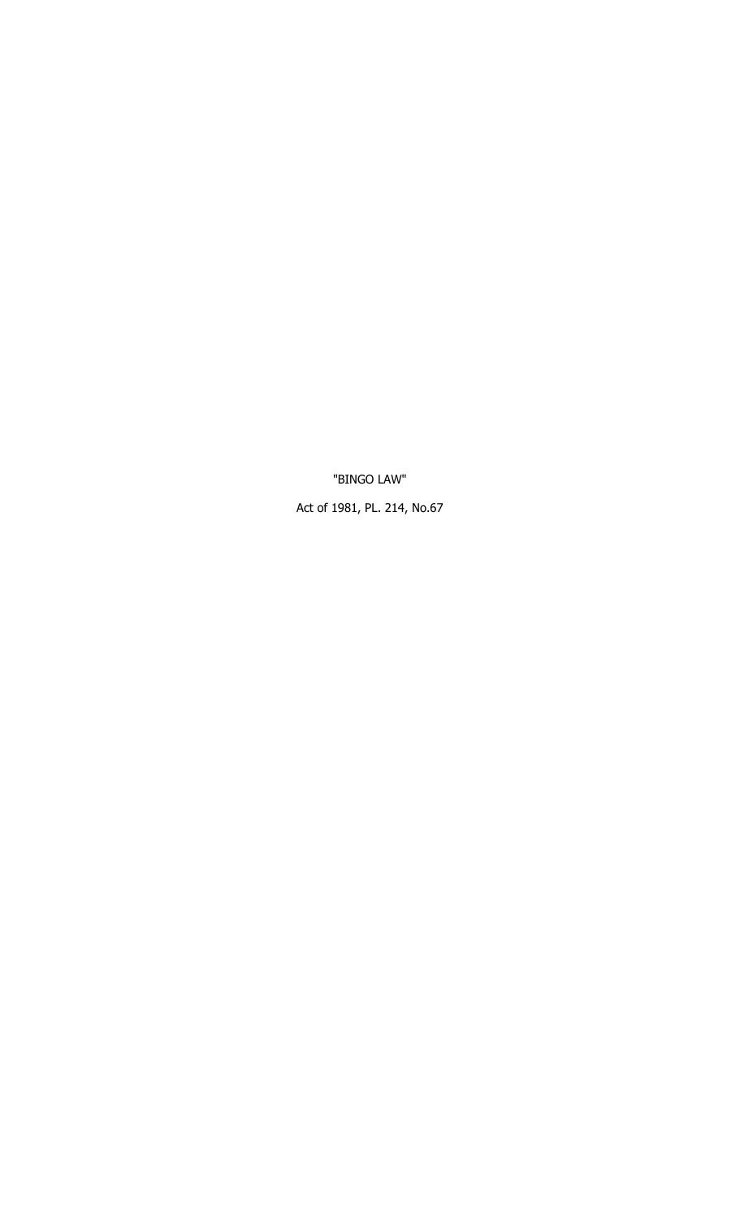"BINGO LAW"

Act of 1981, PL. 214, No.67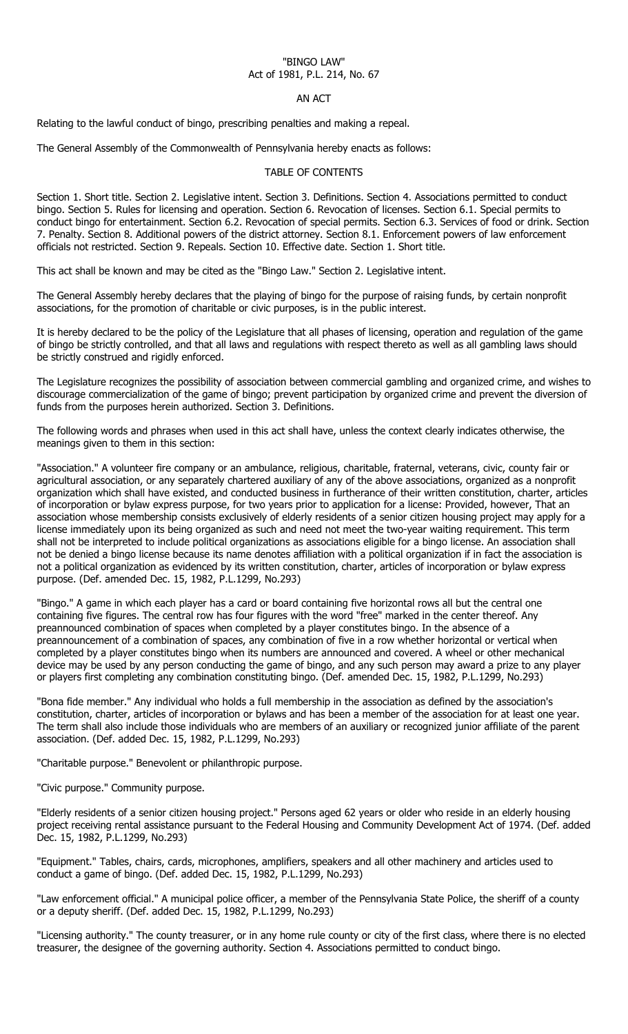"BINGO LAW"
Act of 1981, P.L. 214, No. 67

AN ACT

Relating to the lawful conduct of bingo, prescribing penalties and making a repeal.

The General Assembly of the Commonwealth of Pennsylvania hereby enacts as follows:

TABLE OF CONTENTS

Section 1. Short title. Section 2. Legislative intent. Section 3. Definitions. Section 4. Associations permitted to conduct bingo. Section 5. Rules for licensing and operation. Section 6. Revocation of licenses. Section 6.1. Special permits to conduct bingo for entertainment. Section 6.2. Revocation of special permits. Section 6.3. Services of food or drink. Section 7. Penalty. Section 8. Additional powers of the district attorney. Section 8.1. Enforcement powers of law enforcement officials not restricted. Section 9. Repeals. Section 10. Effective date. Section 1. Short title.

This act shall be known and may be cited as the "Bingo Law." Section 2. Legislative intent.

The General Assembly hereby declares that the playing of bingo for the purpose of raising funds, by certain nonprofit associations, for the promotion of charitable or civic purposes, is in the public interest.

It is hereby declared to be the policy of the Legislature that all phases of licensing, operation and regulation of the game of bingo be strictly controlled, and that all laws and regulations with respect thereto as well as all gambling laws should be strictly construed and rigidly enforced.

The Legislature recognizes the possibility of association between commercial gambling and organized crime, and wishes to discourage commercialization of the game of bingo; prevent participation by organized crime and prevent the diversion of funds from the purposes herein authorized. Section 3. Definitions.

The following words and phrases when used in this act shall have, unless the context clearly indicates otherwise, the meanings given to them in this section:

"Association." A volunteer fire company or an ambulance, religious, charitable, fraternal, veterans, civic, county fair or agricultural association, or any separately chartered auxiliary of any of the above associations, organized as a nonprofit organization which shall have existed, and conducted business in furtherance of their written constitution, charter, articles of incorporation or bylaw express purpose, for two years prior to application for a license: Provided, however, That an association whose membership consists exclusively of elderly residents of a senior citizen housing project may apply for a license immediately upon its being organized as such and need not meet the two-year waiting requirement. This term shall not be interpreted to include political organizations as associations eligible for a bingo license. An association shall not be denied a bingo license because its name denotes affiliation with a political organization if in fact the association is not a political organization as evidenced by its written constitution, charter, articles of incorporation or bylaw express purpose. (Def. amended Dec. 15, 1982, P.L.1299, No.293)

"Bingo." A game in which each player has a card or board containing five horizontal rows all but the central one containing five figures. The central row has four figures with the word "free" marked in the center thereof. Any preannounced combination of spaces when completed by a player constitutes bingo. In the absence of a preannouncement of a combination of spaces, any combination of five in a row whether horizontal or vertical when completed by a player constitutes bingo when its numbers are announced and covered. A wheel or other mechanical device may be used by any person conducting the game of bingo, and any such person may award a prize to any player or players first completing any combination constituting bingo. (Def. amended Dec. 15, 1982, P.L.1299, No.293)

"Bona fide member." Any individual who holds a full membership in the association as defined by the association's constitution, charter, articles of incorporation or bylaws and has been a member of the association for at least one year. The term shall also include those individuals who are members of an auxiliary or recognized junior affiliate of the parent association. (Def. added Dec. 15, 1982, P.L.1299, No.293)

"Charitable purpose." Benevolent or philanthropic purpose.

"Civic purpose." Community purpose.

"Elderly residents of a senior citizen housing project." Persons aged 62 years or older who reside in an elderly housing project receiving rental assistance pursuant to the Federal Housing and Community Development Act of 1974. (Def. added Dec. 15, 1982, P.L.1299, No.293)

"Equipment." Tables, chairs, cards, microphones, amplifiers, speakers and all other machinery and articles used to conduct a game of bingo. (Def. added Dec. 15, 1982, P.L.1299, No.293)

"Law enforcement official." A municipal police officer, a member of the Pennsylvania State Police, the sheriff of a county or a deputy sheriff. (Def. added Dec. 15, 1982, P.L.1299, No.293)

"Licensing authority." The county treasurer, or in any home rule county or city of the first class, where there is no elected treasurer, the designee of the governing authority. Section 4. Associations permitted to conduct bingo.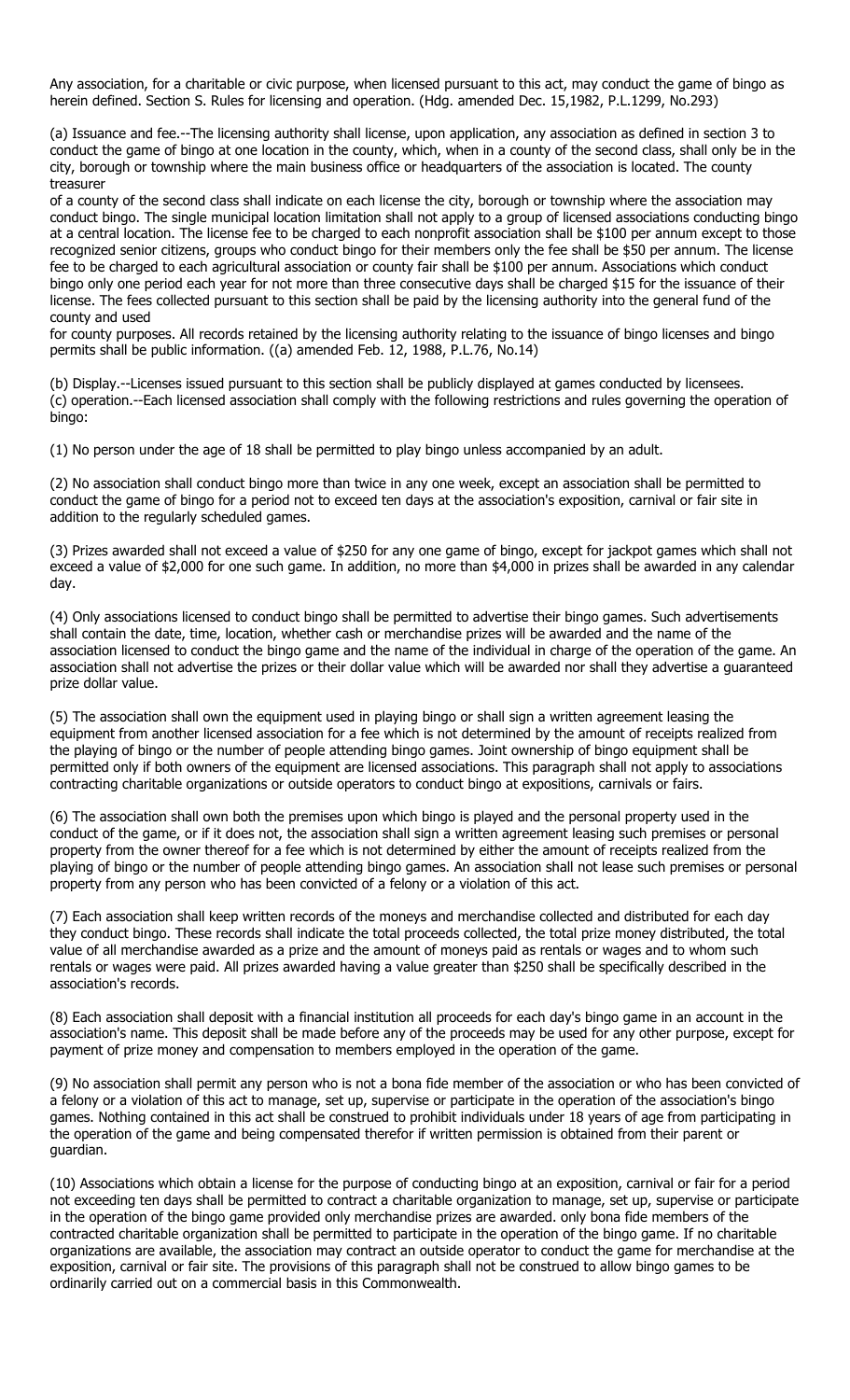Any association, for a charitable or civic purpose, when licensed pursuant to this act, may conduct the game of bingo as herein defined. Section S. Rules for licensing and operation. (Hdg. amended Dec. 15,1982, P.L.1299, No.293)

(a) Issuance and fee.--The licensing authority shall license, upon application, any association as defined in section 3 to conduct the game of bingo at one location in the county, which, when in a county of the second class, shall only be in the city, borough or township where the main business office or headquarters of the association is located. The county treasurer of a county of the second class shall indicate on each license the city, borough or township where the association may conduct bingo. The single municipal location limitation shall not apply to a group of licensed associations conducting bingo at a central location. The license fee to be charged to each nonprofit association shall be $100 per annum except to those recognized senior citizens, groups who conduct bingo for their members only the fee shall be $50 per annum. The license fee to be charged to each agricultural association or county fair shall be $100 per annum. Associations which conduct bingo only one period each year for not more than three consecutive days shall be charged $15 for the issuance of their license. The fees collected pursuant to this section shall be paid by the licensing authority into the general fund of the county and used for county purposes. All records retained by the licensing authority relating to the issuance of bingo licenses and bingo permits shall be public information. ((a) amended Feb. 12, 1988, P.L.76, No.14)

(b) Display.--Licenses issued pursuant to this section shall be publicly displayed at games conducted by licensees.

(c) operation.--Each licensed association shall comply with the following restrictions and rules governing the operation of bingo:

(1) No person under the age of 18 shall be permitted to play bingo unless accompanied by an adult.

(2) No association shall conduct bingo more than twice in any one week, except an association shall be permitted to conduct the game of bingo for a period not to exceed ten days at the association's exposition, carnival or fair site in addition to the regularly scheduled games.

(3) Prizes awarded shall not exceed a value of $250 for any one game of bingo, except for jackpot games which shall not exceed a value of $2,000 for one such game. In addition, no more than $4,000 in prizes shall be awarded in any calendar day.

(4) Only associations licensed to conduct bingo shall be permitted to advertise their bingo games. Such advertisements shall contain the date, time, location, whether cash or merchandise prizes will be awarded and the name of the association licensed to conduct the bingo game and the name of the individual in charge of the operation of the game. An association shall not advertise the prizes or their dollar value which will be awarded nor shall they advertise a guaranteed prize dollar value.

(5) The association shall own the equipment used in playing bingo or shall sign a written agreement leasing the equipment from another licensed association for a fee which is not determined by the amount of receipts realized from the playing of bingo or the number of people attending bingo games. Joint ownership of bingo equipment shall be permitted only if both owners of the equipment are licensed associations. This paragraph shall not apply to associations contracting charitable organizations or outside operators to conduct bingo at expositions, carnivals or fairs.

(6) The association shall own both the premises upon which bingo is played and the personal property used in the conduct of the game, or if it does not, the association shall sign a written agreement leasing such premises or personal property from the owner thereof for a fee which is not determined by either the amount of receipts realized from the playing of bingo or the number of people attending bingo games. An association shall not lease such premises or personal property from any person who has been convicted of a felony or a violation of this act.

(7) Each association shall keep written records of the moneys and merchandise collected and distributed for each day they conduct bingo. These records shall indicate the total proceeds collected, the total prize money distributed, the total value of all merchandise awarded as a prize and the amount of moneys paid as rentals or wages and to whom such rentals or wages were paid. All prizes awarded having a value greater than $250 shall be specifically described in the association's records.

(8) Each association shall deposit with a financial institution all proceeds for each day's bingo game in an account in the association's name. This deposit shall be made before any of the proceeds may be used for any other purpose, except for payment of prize money and compensation to members employed in the operation of the game.

(9) No association shall permit any person who is not a bona fide member of the association or who has been convicted of a felony or a violation of this act to manage, set up, supervise or participate in the operation of the association's bingo games. Nothing contained in this act shall be construed to prohibit individuals under 18 years of age from participating in the operation of the game and being compensated therefor if written permission is obtained from their parent or guardian.

(10) Associations which obtain a license for the purpose of conducting bingo at an exposition, carnival or fair for a period not exceeding ten days shall be permitted to contract a charitable organization to manage, set up, supervise or participate in the operation of the bingo game provided only merchandise prizes are awarded. only bona fide members of the contracted charitable organization shall be permitted to participate in the operation of the bingo game. If no charitable organizations are available, the association may contract an outside operator to conduct the game for merchandise at the exposition, carnival or fair site. The provisions of this paragraph shall not be construed to allow bingo games to be ordinarily carried out on a commercial basis in this Commonwealth.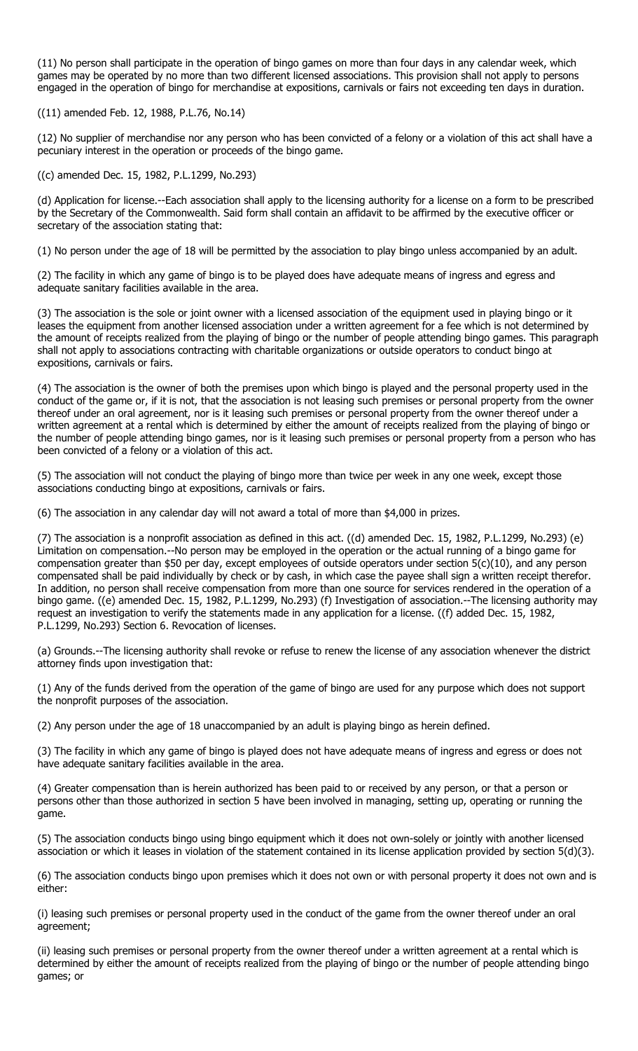(11) No person shall participate in the operation of bingo games on more than four days in any calendar week, which games may be operated by no more than two different licensed associations. This provision shall not apply to persons engaged in the operation of bingo for merchandise at expositions, carnivals or fairs not exceeding ten days in duration.

((11) amended Feb. 12, 1988, P.L.76, No.14)

(12) No supplier of merchandise nor any person who has been convicted of a felony or a violation of this act shall have a pecuniary interest in the operation or proceeds of the bingo game.

((c) amended Dec. 15, 1982, P.L.1299, No.293)

(d) Application for license.--Each association shall apply to the licensing authority for a license on a form to be prescribed by the Secretary of the Commonwealth. Said form shall contain an affidavit to be affirmed by the executive officer or secretary of the association stating that:

(1) No person under the age of 18 will be permitted by the association to play bingo unless accompanied by an adult.

(2) The facility in which any game of bingo is to be played does have adequate means of ingress and egress and adequate sanitary facilities available in the area.

(3) The association is the sole or joint owner with a licensed association of the equipment used in playing bingo or it leases the equipment from another licensed association under a written agreement for a fee which is not determined by the amount of receipts realized from the playing of bingo or the number of people attending bingo games. This paragraph shall not apply to associations contracting with charitable organizations or outside operators to conduct bingo at expositions, carnivals or fairs.

(4) The association is the owner of both the premises upon which bingo is played and the personal property used in the conduct of the game or, if it is not, that the association is not leasing such premises or personal property from the owner thereof under an oral agreement, nor is it leasing such premises or personal property from the owner thereof under a written agreement at a rental which is determined by either the amount of receipts realized from the playing of bingo or the number of people attending bingo games, nor is it leasing such premises or personal property from a person who has been convicted of a felony or a violation of this act.

(5) The association will not conduct the playing of bingo more than twice per week in any one week, except those associations conducting bingo at expositions, carnivals or fairs.

(6) The association in any calendar day will not award a total of more than $4,000 in prizes.

(7) The association is a nonprofit association as defined in this act. ((d) amended Dec. 15, 1982, P.L.1299, No.293) (e) Limitation on compensation.--No person may be employed in the operation or the actual running of a bingo game for compensation greater than $50 per day, except employees of outside operators under section 5(c)(10), and any person compensated shall be paid individually by check or by cash, in which case the payee shall sign a written receipt therefor. In addition, no person shall receive compensation from more than one source for services rendered in the operation of a bingo game. ((e) amended Dec. 15, 1982, P.L.1299, No.293) (f) Investigation of association.--The licensing authority may request an investigation to verify the statements made in any application for a license. ((f) added Dec. 15, 1982, P.L.1299, No.293) Section 6. Revocation of licenses.

(a) Grounds.--The licensing authority shall revoke or refuse to renew the license of any association whenever the district attorney finds upon investigation that:

(1) Any of the funds derived from the operation of the game of bingo are used for any purpose which does not support the nonprofit purposes of the association.

(2) Any person under the age of 18 unaccompanied by an adult is playing bingo as herein defined.

(3) The facility in which any game of bingo is played does not have adequate means of ingress and egress or does not have adequate sanitary facilities available in the area.

(4) Greater compensation than is herein authorized has been paid to or received by any person, or that a person or persons other than those authorized in section 5 have been involved in managing, setting up, operating or running the game.

(5) The association conducts bingo using bingo equipment which it does not own-solely or jointly with another licensed association or which it leases in violation of the statement contained in its license application provided by section 5(d)(3).

(6) The association conducts bingo upon premises which it does not own or with personal property it does not own and is either:

(i) leasing such premises or personal property used in the conduct of the game from the owner thereof under an oral agreement;

(ii) leasing such premises or personal property from the owner thereof under a written agreement at a rental which is determined by either the amount of receipts realized from the playing of bingo or the number of people attending bingo games; or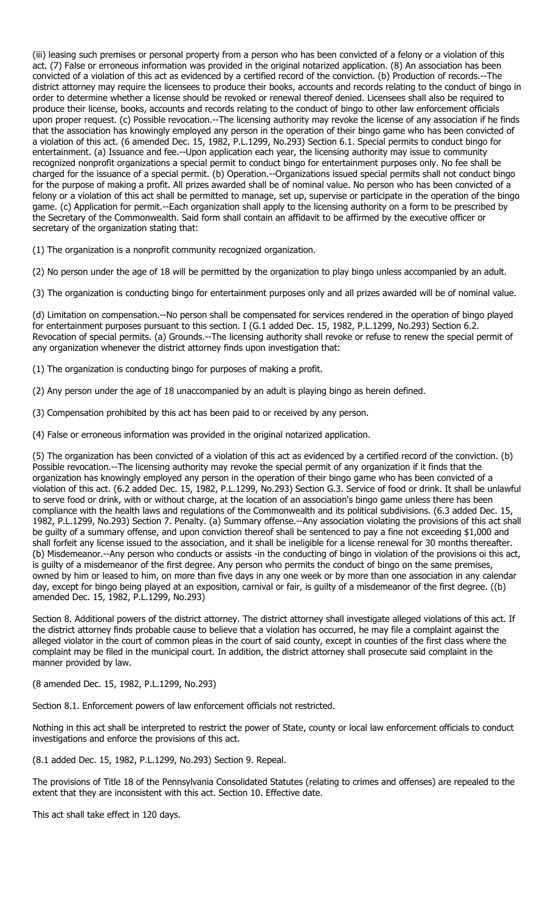(iii) leasing such premises or personal property from a person who has been convicted of a felony or a violation of this act. (7) False or erroneous information was provided in the original notarized application. (8) An association has been convicted of a violation of this act as evidenced by a certified record of the conviction. (b) Production of records.--The district attorney may require the licensees to produce their books, accounts and records relating to the conduct of bingo in order to determine whether a license should be revoked or renewal thereof denied. Licensees shall also be required to produce their license, books, accounts and records relating to the conduct of bingo to other law enforcement officials upon proper request. (c) Possible revocation.--The licensing authority may revoke the license of any association if he finds that the association has knowingly employed any person in the operation of their bingo game who has been convicted of a violation of this act. (6 amended Dec. 15, 1982, P.L.1299, No.293) Section 6.1. Special permits to conduct bingo for entertainment. (a) Issuance and fee.--Upon application each year, the licensing authority may issue to community recognized nonprofit organizations a special permit to conduct bingo for entertainment purposes only. No fee shall be charged for the issuance of a special permit. (b) Operation.--Organizations issued special permits shall not conduct bingo for the purpose of making a profit. All prizes awarded shall be of nominal value. No person who has been convicted of a felony or a violation of this act shall be permitted to manage, set up, supervise or participate in the operation of the bingo game. (c) Application for permit.--Each organization shall apply to the licensing authority on a form to be prescribed by the Secretary of the Commonwealth. Said form shall contain an affidavit to be affirmed by the executive officer or secretary of the organization stating that:

(1) The organization is a nonprofit community recognized organization.

(2) No person under the age of 18 will be permitted by the organization to play bingo unless accompanied by an adult.

(3) The organization is conducting bingo for entertainment purposes only and all prizes awarded will be of nominal value.

(d) Limitation on compensation.--No person shall be compensated for services rendered in the operation of bingo played for entertainment purposes pursuant to this section. I (G.1 added Dec. 15, 1982, P.L.1299, No.293) Section 6.2. Revocation of special permits. (a) Grounds.--The licensing authority shall revoke or refuse to renew the special permit of any organization whenever the district attorney finds upon investigation that:

(1) The organization is conducting bingo for purposes of making a profit.

(2) Any person under the age of 18 unaccompanied by an adult is playing bingo as herein defined.

(3) Compensation prohibited by this act has been paid to or received by any person.

(4) False or erroneous information was provided in the original notarized application.

(5) The organization has been convicted of a violation of this act as evidenced by a certified record of the conviction. (b) Possible revocation.--The licensing authority may revoke the special permit of any organization if it finds that the organization has knowingly employed any person in the operation of their bingo game who has been convicted of a violation of this act. (6.2 added Dec. 15, 1982, P.L.1299, No.293) Section G.3. Service of food or drink. It shall be unlawful to serve food or drink, with or without charge, at the location of an association's bingo game unless there has been compliance with the health laws and regulations of the Commonwealth and its political subdivisions. (6.3 added Dec. 15, 1982, P.L.1299, No.293) Section 7. Penalty. (a) Summary offense.--Any association violating the provisions of this act shall be guilty of a summary offense, and upon conviction thereof shall be sentenced to pay a fine not exceeding $1,000 and shall forfeit any license issued to the association, and it shall be ineligible for a license renewal for 30 months thereafter. (b) Misdemeanor.--Any person who conducts or assists -in the conducting of bingo in violation of the provisions oi this act, is guilty of a misdemeanor of the first degree. Any person who permits the conduct of bingo on the same premises, owned by him or leased to him, on more than five days in any one week or by more than one association in any calendar day, except for bingo being played at an exposition, carnival or fair, is guilty of a misdemeanor of the first degree. ((b) amended Dec. 15, 1982, P.L.1299, No.293)

Section 8. Additional powers of the district attorney. The district attorney shall investigate alleged violations of this act. If the district attorney finds probable cause to believe that a violation has occurred, he may file a complaint against the alleged violator in the court of common pleas in the court of said county, except in counties of the first class where the complaint may be filed in the municipal court. In addition, the district attorney shall prosecute said complaint in the manner provided by law.

(8 amended Dec. 15, 1982, P.L.1299, No.293)

Section 8.1. Enforcement powers of law enforcement officials not restricted.

Nothing in this act shall be interpreted to restrict the power of State, county or local law enforcement officials to conduct investigations and enforce the provisions of this act.

(8.1 added Dec. 15, 1982, P.L.1299, No.293) Section 9. Repeal.

The provisions of Title 18 of the Pennsylvania Consolidated Statutes (relating to crimes and offenses) are repealed to the extent that they are inconsistent with this act. Section 10. Effective date.

This act shall take effect in 120 days.